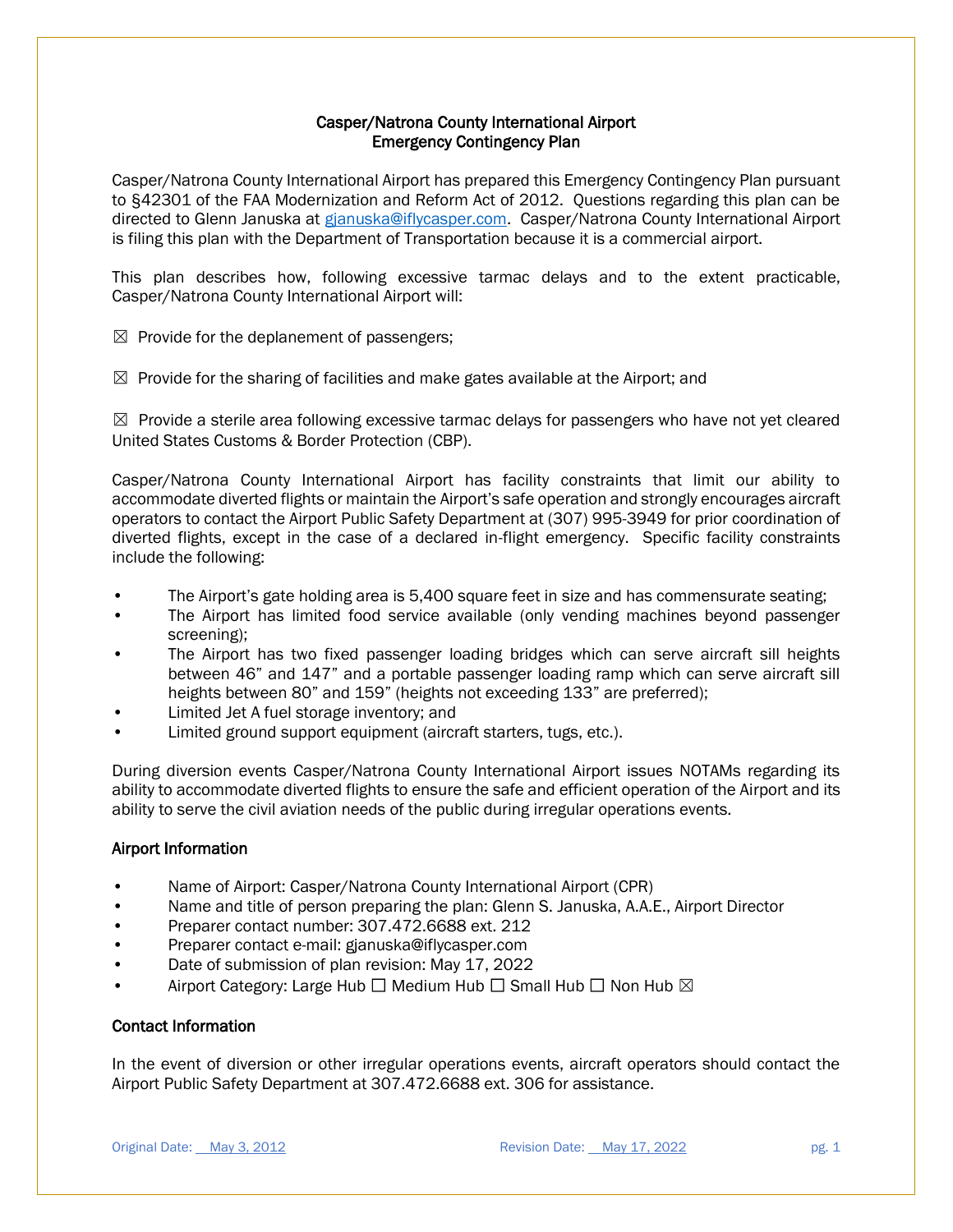# Casper/Natrona County International Airport
## Emergency Contingency Plan

Casper/Natrona County International Airport has prepared this Emergency Contingency Plan pursuant to §42301 of the FAA Modernization and Reform Act of 2012. Questions regarding this plan can be directed to Glenn Januska at gjanuska@iflycasper.com. Casper/Natrona County International Airport is filing this plan with the Department of Transportation because it is a commercial airport.

This plan describes how, following excessive tarmac delays and to the extent practicable, Casper/Natrona County International Airport will:

☒ Provide for the deplanement of passengers;

☒ Provide for the sharing of facilities and make gates available at the Airport; and

☒ Provide a sterile area following excessive tarmac delays for passengers who have not yet cleared United States Customs & Border Protection (CBP).

Casper/Natrona County International Airport has facility constraints that limit our ability to accommodate diverted flights or maintain the Airport's safe operation and strongly encourages aircraft operators to contact the Airport Public Safety Department at (307) 995-3949 for prior coordination of diverted flights, except in the case of a declared in-flight emergency. Specific facility constraints include the following:

- The Airport's gate holding area is 5,400 square feet in size and has commensurate seating;
- The Airport has limited food service available (only vending machines beyond passenger screening);
- The Airport has two fixed passenger loading bridges which can serve aircraft sill heights between 46" and 147" and a portable passenger loading ramp which can serve aircraft sill heights between 80" and 159" (heights not exceeding 133" are preferred);
- Limited Jet A fuel storage inventory; and
- Limited ground support equipment (aircraft starters, tugs, etc.).

During diversion events Casper/Natrona County International Airport issues NOTAMs regarding its ability to accommodate diverted flights to ensure the safe and efficient operation of the Airport and its ability to serve the civil aviation needs of the public during irregular operations events.

### Airport Information

- Name of Airport: Casper/Natrona County International Airport (CPR)
- Name and title of person preparing the plan: Glenn S. Januska, A.A.E., Airport Director
- Preparer contact number: 307.472.6688 ext. 212
- Preparer contact e-mail: gjanuska@iflycasper.com
- Date of submission of plan revision: May 17, 2022
- Airport Category: Large Hub ☐ Medium Hub ☐ Small Hub ☐ Non Hub ☒

### Contact Information

In the event of diversion or other irregular operations events, aircraft operators should contact the Airport Public Safety Department at 307.472.6688 ext. 306 for assistance.

Original Date: May 3, 2012 Revision Date: May 17, 2022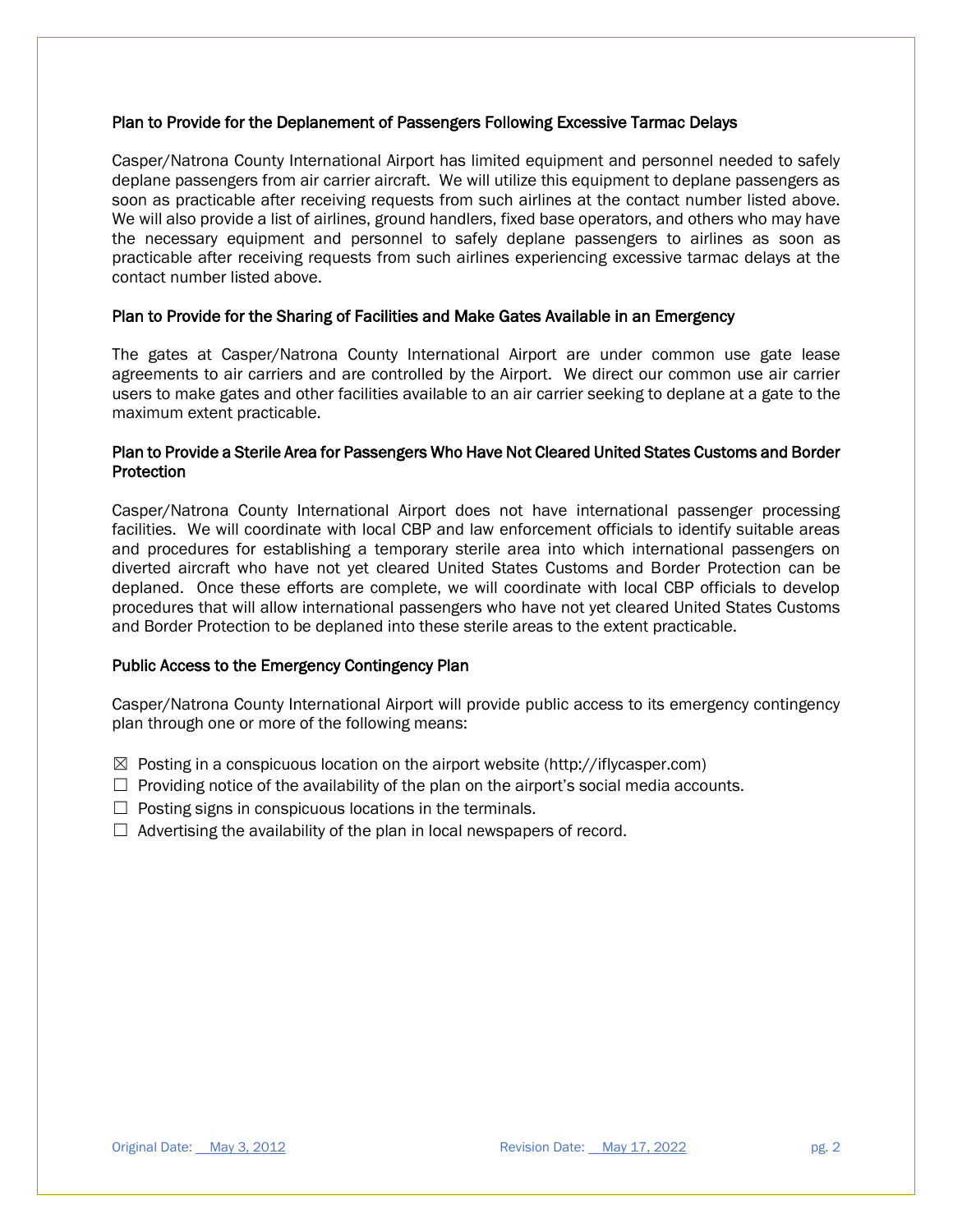### Plan to Provide for the Deplanement of Passengers Following Excessive Tarmac Delays

Casper/Natrona County International Airport has limited equipment and personnel needed to safely deplane passengers from air carrier aircraft. We will utilize this equipment to deplane passengers as soon as practicable after receiving requests from such airlines at the contact number listed above. We will also provide a list of airlines, ground handlers, fixed base operators, and others who may have the necessary equipment and personnel to safely deplane passengers to airlines as soon as practicable after receiving requests from such airlines experiencing excessive tarmac delays at the contact number listed above.

### Plan to Provide for the Sharing of Facilities and Make Gates Available in an Emergency

The gates at Casper/Natrona County International Airport are under common use gate lease agreements to air carriers and are controlled by the Airport. We direct our common use air carrier users to make gates and other facilities available to an air carrier seeking to deplane at a gate to the maximum extent practicable.

### Plan to Provide a Sterile Area for Passengers Who Have Not Cleared United States Customs and Border Protection

Casper/Natrona County International Airport does not have international passenger processing facilities. We will coordinate with local CBP and law enforcement officials to identify suitable areas and procedures for establishing a temporary sterile area into which international passengers on diverted aircraft who have not yet cleared United States Customs and Border Protection can be deplaned. Once these efforts are complete, we will coordinate with local CBP officials to develop procedures that will allow international passengers who have not yet cleared United States Customs and Border Protection to be deplaned into these sterile areas to the extent practicable.

### Public Access to the Emergency Contingency Plan

Casper/Natrona County International Airport will provide public access to its emergency contingency plan through one or more of the following means:

☒ Posting in a conspicuous location on the airport website (http://iflycasper.com)
☐ Providing notice of the availability of the plan on the airport's social media accounts.
☐ Posting signs in conspicuous locations in the terminals.
☐ Advertising the availability of the plan in local newspapers of record.

Original Date: May 3, 2012 Revision Date: May 17, 2022